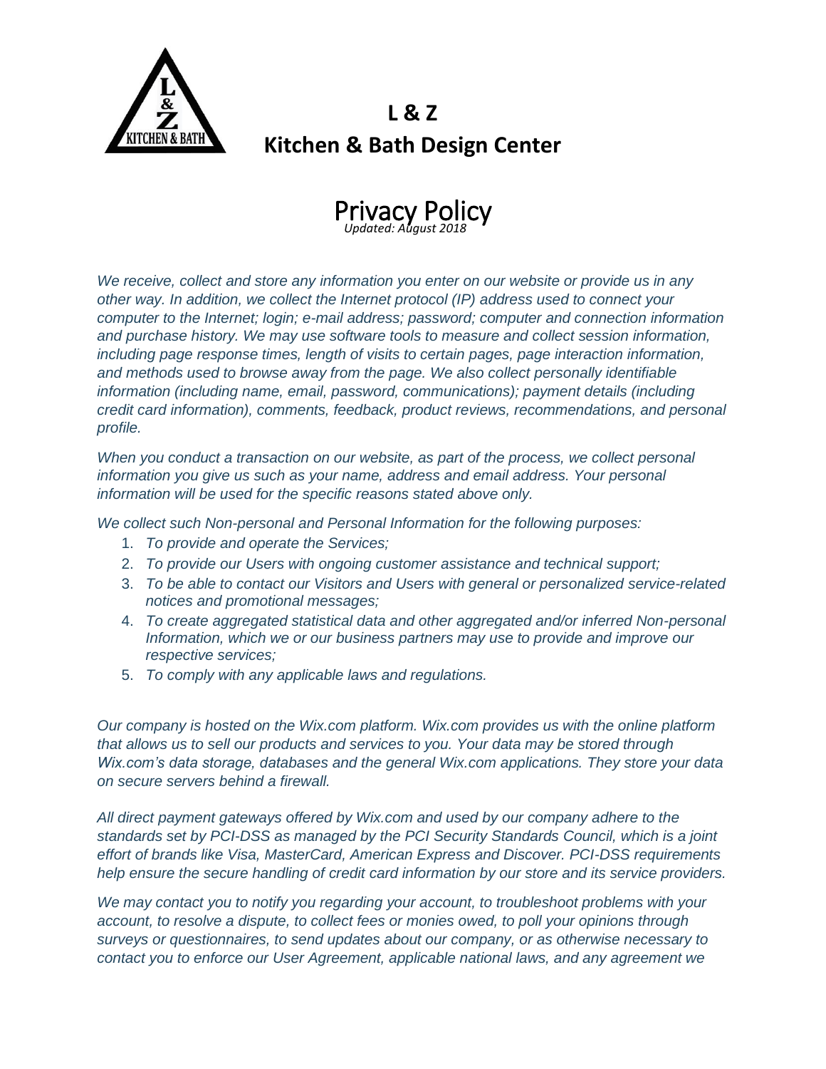# L & Z
## Kitchen & Bath Design Center

# Privacy Policy

*Updated: August 2018*

*We receive, collect and store any information you enter on our website or provide us in any other way. In addition, we collect the Internet protocol (IP) address used to connect your computer to the Internet; login; e-mail address; password; computer and connection information and purchase history. We may use software tools to measure and collect session information, including page response times, length of visits to certain pages, page interaction information, and methods used to browse away from the page. We also collect personally identifiable information (including name, email, password, communications); payment details (including credit card information), comments, feedback, product reviews, recommendations, and personal profile.*

*When you conduct a transaction on our website, as part of the process, we collect personal information you give us such as your name, address and email address. Your personal information will be used for the specific reasons stated above only.*

*We collect such Non-personal and Personal Information for the following purposes:*

1. *To provide and operate the Services;*
2. *To provide our Users with ongoing customer assistance and technical support;*
3. *To be able to contact our Visitors and Users with general or personalized service-related notices and promotional messages;*
4. *To create aggregated statistical data and other aggregated and/or inferred Non-personal Information, which we or our business partners may use to provide and improve our respective services;*
5. *To comply with any applicable laws and regulations.*

*Our company is hosted on the Wix.com platform. Wix.com provides us with the online platform that allows us to sell our products and services to you. Your data may be stored through Wix.com's data storage, databases and the general Wix.com applications. They store your data on secure servers behind a firewall.*

*All direct payment gateways offered by Wix.com and used by our company adhere to the standards set by PCI-DSS as managed by the PCI Security Standards Council, which is a joint effort of brands like Visa, MasterCard, American Express and Discover. PCI-DSS requirements help ensure the secure handling of credit card information by our store and its service providers.*

*We may contact you to notify you regarding your account, to troubleshoot problems with your account, to resolve a dispute, to collect fees or monies owed, to poll your opinions through surveys or questionnaires, to send updates about our company, or as otherwise necessary to contact you to enforce our User Agreement, applicable national laws, and any agreement we*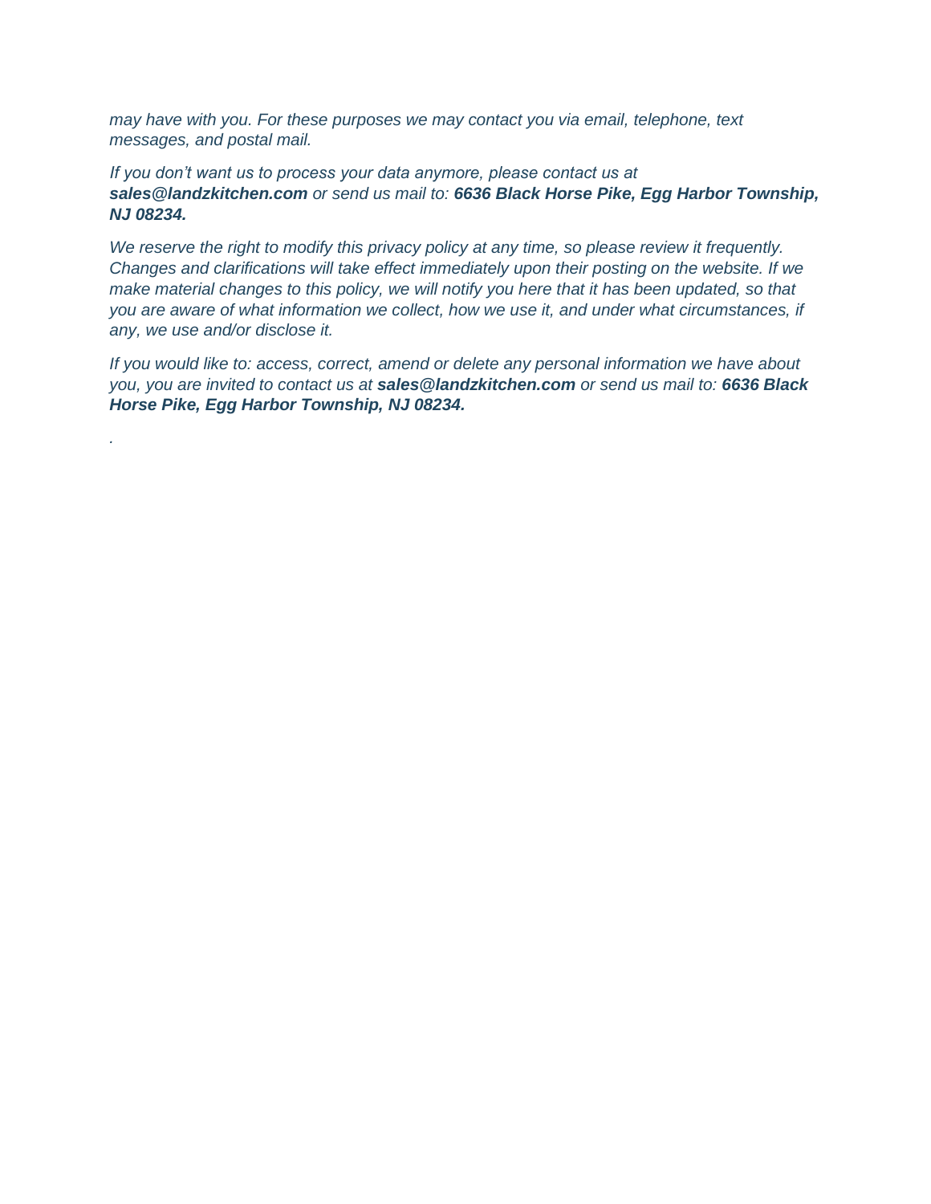*may have with you. For these purposes we may contact you via email, telephone, text messages, and postal mail.*

*If you don't want us to process your data anymore, please contact us at* ***sales@landzkitchen.com*** *or send us mail to:* ***6636 Black Horse Pike, Egg Harbor Township, NJ 08234.***

*We reserve the right to modify this privacy policy at any time, so please review it frequently. Changes and clarifications will take effect immediately upon their posting on the website. If we make material changes to this policy, we will notify you here that it has been updated, so that you are aware of what information we collect, how we use it, and under what circumstances, if any, we use and/or disclose it.*

*If you would like to: access, correct, amend or delete any personal information we have about you, you are invited to contact us at* ***sales@landzkitchen.com*** *or send us mail to:* ***6636 Black Horse Pike, Egg Harbor Township, NJ 08234.***

.